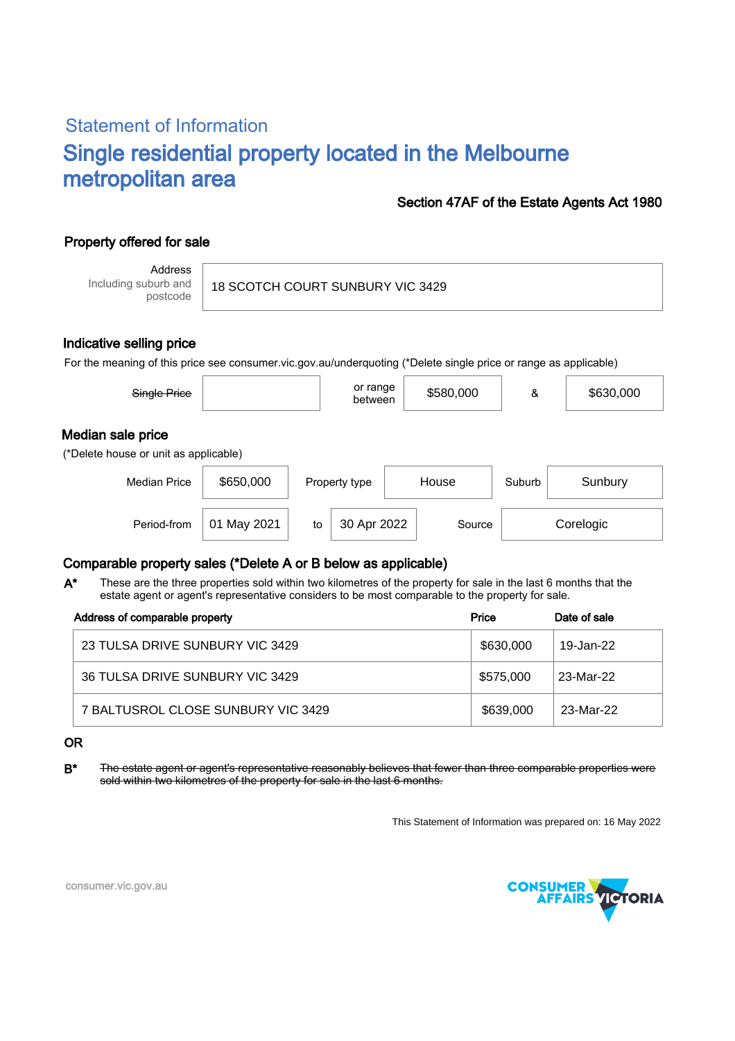## Statement of Information

# Single residential property located in the Melbourne metropolitan area

**Section 47AF of the Estate Agents Act 1980**

### Property offered for sale

| Address Including suburb and postcode | 18 SCOTCH COURT SUNBURY VIC 3429 |
|---|---|

### Indicative selling price

For the meaning of this price see consumer.vic.gov.au/underquoting (*Delete single price or range as applicable)

| ~~Single Price~~ | | or range between | $580,000 | & | $630,000 |
|---|---|---|---|---|---|

### Median sale price

(*Delete house or unit as applicable)

| Median Price | $650,000 | Property type | House | Suburb | Sunbury |
|---|---|---|---|---|---|
| Period-from | 01 May 2021 | to | 30 Apr 2022 | Source | Corelogic |

### Comparable property sales (*Delete A or B below as applicable)

**A*** These are the three properties sold within two kilometres of the property for sale in the last 6 months that the estate agent or agent's representative considers to be most comparable to the property for sale.

| Address of comparable property | Price | Date of sale |
|---|---|---|
| 23 TULSA DRIVE SUNBURY VIC 3429 | $630,000 | 19-Jan-22 |
| 36 TULSA DRIVE SUNBURY VIC 3429 | $575,000 | 23-Mar-22 |
| 7 BALTUSROL CLOSE SUNBURY VIC 3429 | $639,000 | 23-Mar-22 |

**OR**

**B*** ~~The estate agent or agent's representative reasonably believes that fewer than three comparable properties were sold within two kilometres of the property for sale in the last 6 months.~~

This Statement of Information was prepared on: 16 May 2022

consumer.vic.gov.au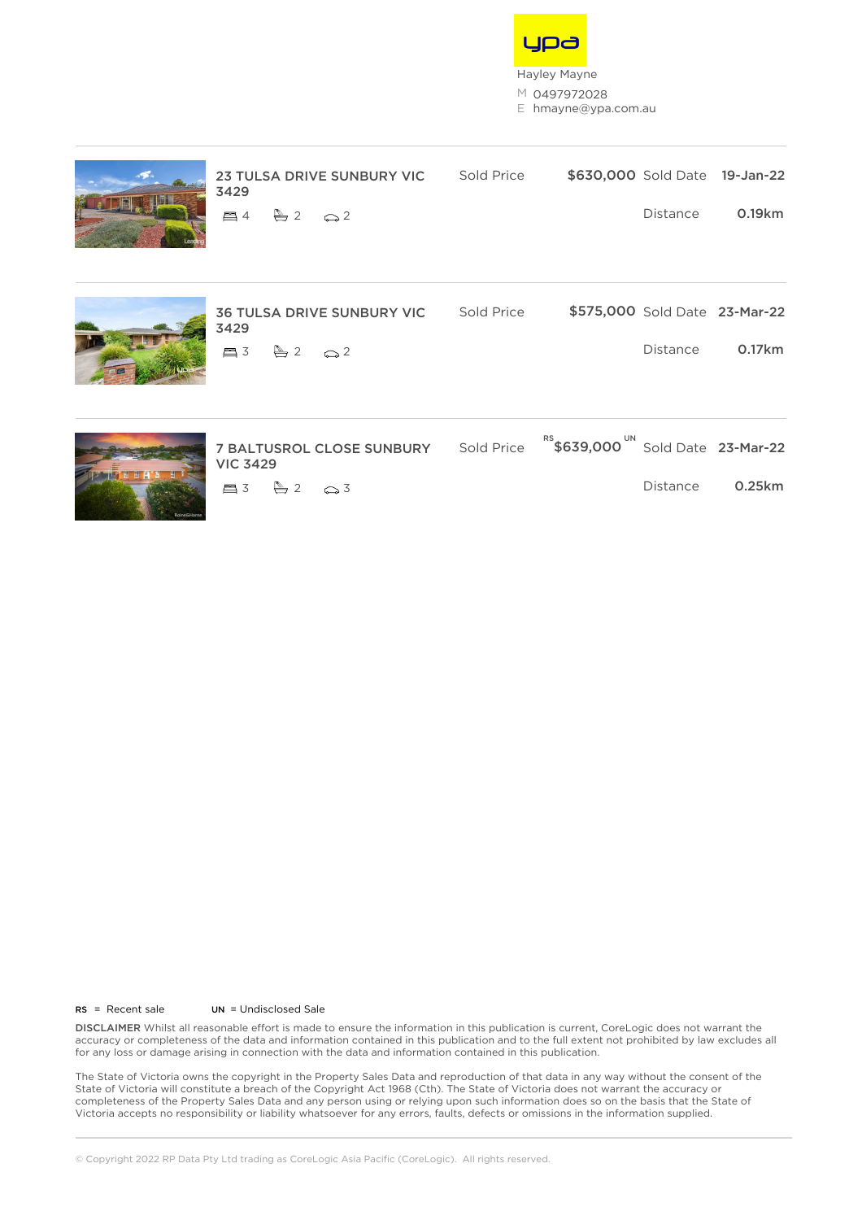Hayley Mayne
M 0497972028
E hmayne@ypa.com.au

| | | | |
|---|---|---|---|
| **23 TULSA DRIVE SUNBURY VIC 3429** | Sold Price **$630,000** | Sold Date **19-Jan-22** | Distance **0.19km** |
| 4 bed, 2 bath, 2 car | | | |
| **36 TULSA DRIVE SUNBURY VIC 3429** | Sold Price **$575,000** | Sold Date **23-Mar-22** | Distance **0.17km** |
| 3 bed, 2 bath, 2 car | | | |
| **7 BALTUSROL CLOSE SUNBURY VIC 3429** | Sold Price RS **$639,000** UN | Sold Date **23-Mar-22** | Distance **0.25km** |
| 3 bed, 2 bath, 3 car | | | |

**RS** = Recent sale **UN** = Undisclosed Sale

**DISCLAIMER** Whilst all reasonable effort is made to ensure the information in this publication is current, CoreLogic does not warrant the accuracy or completeness of the data and information contained in this publication and to the full extent not prohibited by law excludes all for any loss or damage arising in connection with the data and information contained in this publication.

The State of Victoria owns the copyright in the Property Sales Data and reproduction of that data in any way without the consent of the State of Victoria will constitute a breach of the Copyright Act 1968 (Cth). The State of Victoria does not warrant the accuracy or completeness of the Property Sales Data and any person using or relying upon such information does so on the basis that the State of Victoria accepts no responsibility or liability whatsoever for any errors, faults, defects or omissions in the information supplied.

© Copyright 2022 RP Data Pty Ltd trading as CoreLogic Asia Pacific (CoreLogic). All rights reserved.